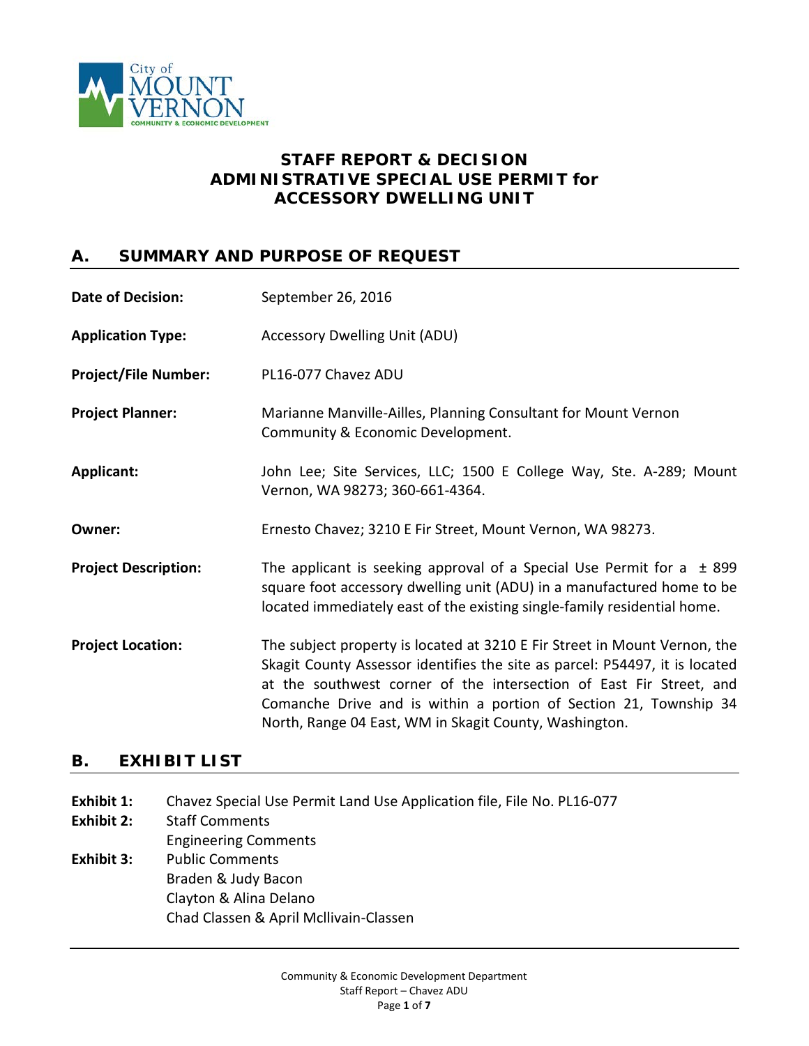City of MOUNT VERNON
COMMUNITY & ECONOMIC DEVELOPMENT

# STAFF REPORT & DECISION ADMINISTRATIVE SPECIAL USE PERMIT for ACCESSORY DWELLING UNIT

## A. SUMMARY AND PURPOSE OF REQUEST

**Date of Decision:** September 26, 2016

**Application Type:** Accessory Dwelling Unit (ADU)

**Project/File Number:** PL16-077 Chavez ADU

**Project Planner:** Marianne Manville-Ailles, Planning Consultant for Mount Vernon Community & Economic Development.

**Applicant:** John Lee; Site Services, LLC; 1500 E College Way, Ste. A-289; Mount Vernon, WA 98273; 360-661-4364.

**Owner:** Ernesto Chavez; 3210 E Fir Street, Mount Vernon, WA 98273.

**Project Description:** The applicant is seeking approval of a Special Use Permit for a ± 899 square foot accessory dwelling unit (ADU) in a manufactured home to be located immediately east of the existing single-family residential home.

**Project Location:** The subject property is located at 3210 E Fir Street in Mount Vernon, the Skagit County Assessor identifies the site as parcel: P54497, it is located at the southwest corner of the intersection of East Fir Street, and Comanche Drive and is within a portion of Section 21, Township 34 North, Range 04 East, WM in Skagit County, Washington.

## B. EXHIBIT LIST

**Exhibit 1:** Chavez Special Use Permit Land Use Application file, File No. PL16-077

**Exhibit 2:** Staff Comments
Engineering Comments

**Exhibit 3:** Public Comments
Braden & Judy Bacon
Clayton & Alina Delano
Chad Classen & April Mcllivain-Classen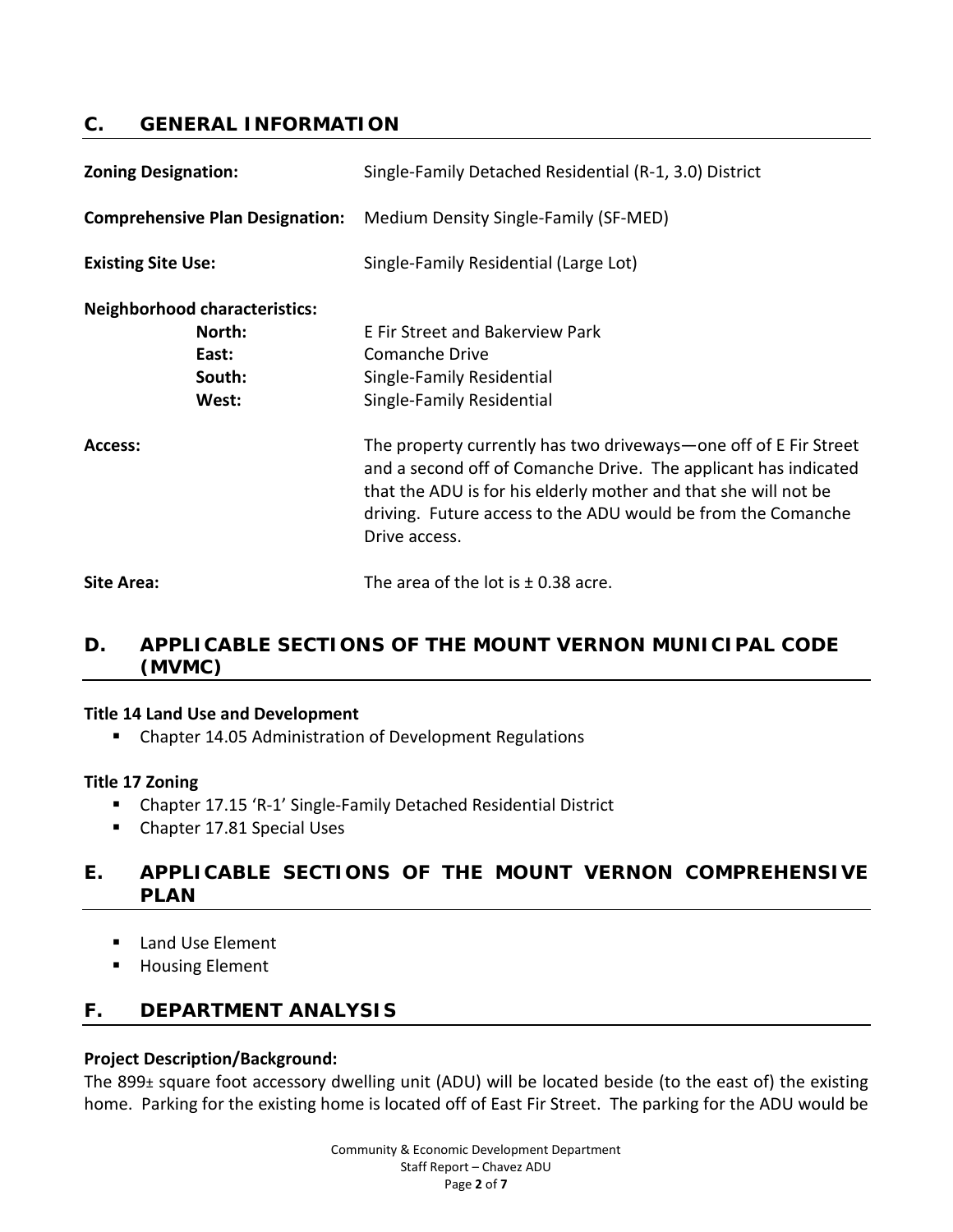## C. GENERAL INFORMATION

**Zoning Designation:** Single-Family Detached Residential (R-1, 3.0) District

**Comprehensive Plan Designation:** Medium Density Single-Family (SF-MED)

**Existing Site Use:** Single-Family Residential (Large Lot)

**Neighborhood characteristics:**

| | |
|---|---|
| **North:** | E Fir Street and Bakerview Park |
| **East:** | Comanche Drive |
| **South:** | Single-Family Residential |
| **West:** | Single-Family Residential |

**Access:** The property currently has two driveways—one off of E Fir Street and a second off of Comanche Drive. The applicant has indicated that the ADU is for his elderly mother and that she will not be driving. Future access to the ADU would be from the Comanche Drive access.

**Site Area:** The area of the lot is ± 0.38 acre.

## D. APPLICABLE SECTIONS OF THE MOUNT VERNON MUNICIPAL CODE (MVMC)

**Title 14 Land Use and Development**

- Chapter 14.05 Administration of Development Regulations

**Title 17 Zoning**

- Chapter 17.15 'R-1' Single-Family Detached Residential District
- Chapter 17.81 Special Uses

## E. APPLICABLE SECTIONS OF THE MOUNT VERNON COMPREHENSIVE PLAN

- Land Use Element
- Housing Element

## F. DEPARTMENT ANALYSIS

**Project Description/Background:**

The 899± square foot accessory dwelling unit (ADU) will be located beside (to the east of) the existing home. Parking for the existing home is located off of East Fir Street. The parking for the ADU would be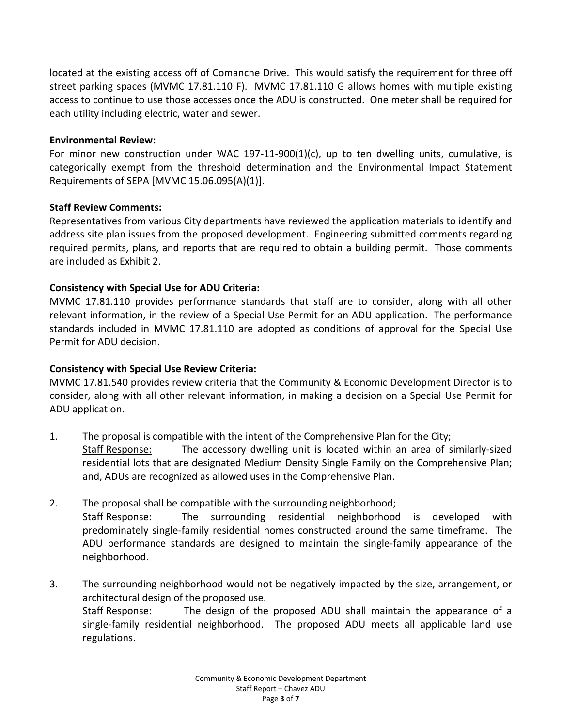located at the existing access off of Comanche Drive. This would satisfy the requirement for three off street parking spaces (MVMC 17.81.110 F). MVMC 17.81.110 G allows homes with multiple existing access to continue to use those accesses once the ADU is constructed. One meter shall be required for each utility including electric, water and sewer.

**Environmental Review:**

For minor new construction under WAC 197-11-900(1)(c), up to ten dwelling units, cumulative, is categorically exempt from the threshold determination and the Environmental Impact Statement Requirements of SEPA [MVMC 15.06.095(A)(1)].

**Staff Review Comments:**

Representatives from various City departments have reviewed the application materials to identify and address site plan issues from the proposed development. Engineering submitted comments regarding required permits, plans, and reports that are required to obtain a building permit. Those comments are included as Exhibit 2.

**Consistency with Special Use for ADU Criteria:**

MVMC 17.81.110 provides performance standards that staff are to consider, along with all other relevant information, in the review of a Special Use Permit for an ADU application. The performance standards included in MVMC 17.81.110 are adopted as conditions of approval for the Special Use Permit for ADU decision.

**Consistency with Special Use Review Criteria:**

MVMC 17.81.540 provides review criteria that the Community & Economic Development Director is to consider, along with all other relevant information, in making a decision on a Special Use Permit for ADU application.

1. The proposal is compatible with the intent of the Comprehensive Plan for the City;
   <u>Staff Response:</u> The accessory dwelling unit is located within an area of similarly-sized residential lots that are designated Medium Density Single Family on the Comprehensive Plan; and, ADUs are recognized as allowed uses in the Comprehensive Plan.

2. The proposal shall be compatible with the surrounding neighborhood;
   <u>Staff Response:</u> The surrounding residential neighborhood is developed with predominately single-family residential homes constructed around the same timeframe. The ADU performance standards are designed to maintain the single-family appearance of the neighborhood.

3. The surrounding neighborhood would not be negatively impacted by the size, arrangement, or architectural design of the proposed use.
   <u>Staff Response:</u> The design of the proposed ADU shall maintain the appearance of a single-family residential neighborhood. The proposed ADU meets all applicable land use regulations.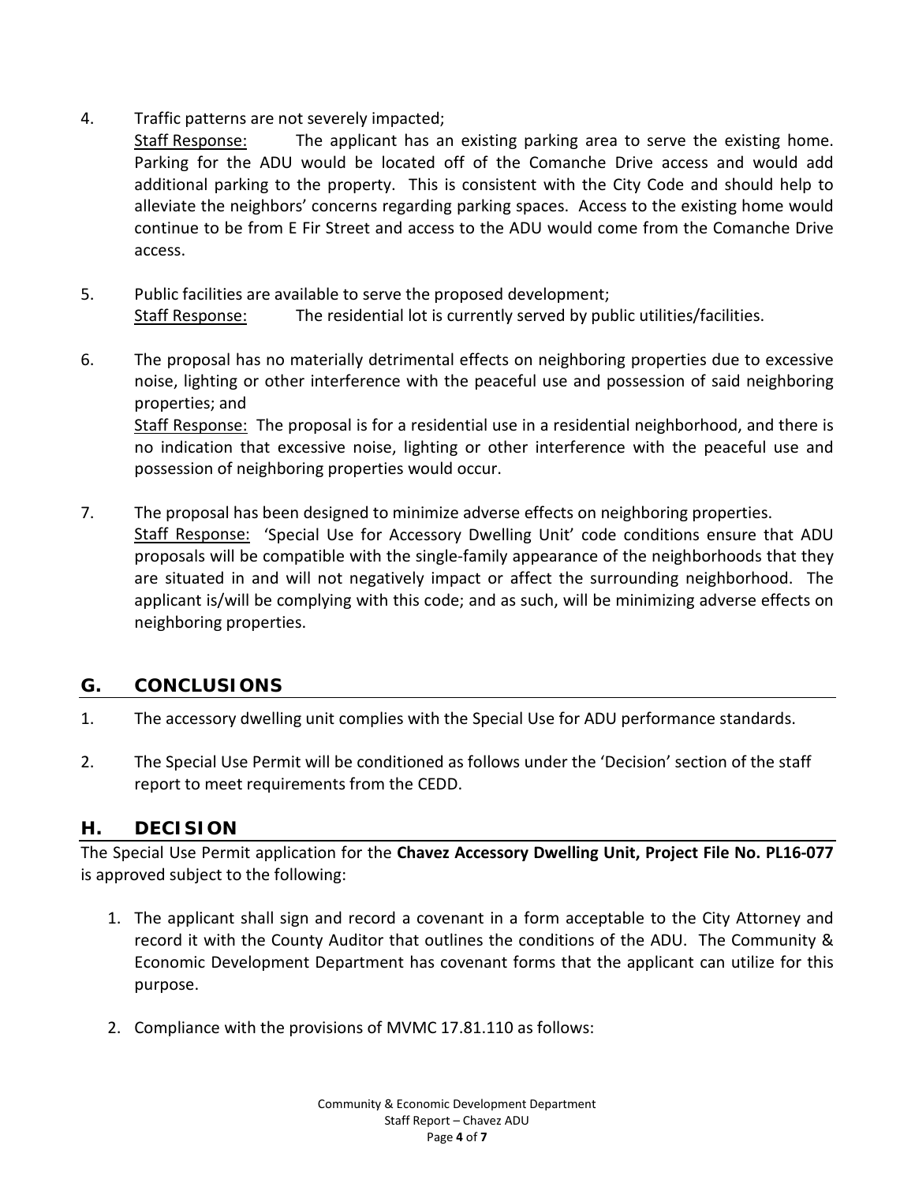4. Traffic patterns are not severely impacted;

   Staff Response: The applicant has an existing parking area to serve the existing home. Parking for the ADU would be located off of the Comanche Drive access and would add additional parking to the property. This is consistent with the City Code and should help to alleviate the neighbors' concerns regarding parking spaces. Access to the existing home would continue to be from E Fir Street and access to the ADU would come from the Comanche Drive access.

5. Public facilities are available to serve the proposed development;

   Staff Response: The residential lot is currently served by public utilities/facilities.

6. The proposal has no materially detrimental effects on neighboring properties due to excessive noise, lighting or other interference with the peaceful use and possession of said neighboring properties; and

   Staff Response: The proposal is for a residential use in a residential neighborhood, and there is no indication that excessive noise, lighting or other interference with the peaceful use and possession of neighboring properties would occur.

7. The proposal has been designed to minimize adverse effects on neighboring properties.

   Staff Response: 'Special Use for Accessory Dwelling Unit' code conditions ensure that ADU proposals will be compatible with the single-family appearance of the neighborhoods that they are situated in and will not negatively impact or affect the surrounding neighborhood. The applicant is/will be complying with this code; and as such, will be minimizing adverse effects on neighboring properties.

## G. CONCLUSIONS

1. The accessory dwelling unit complies with the Special Use for ADU performance standards.

2. The Special Use Permit will be conditioned as follows under the 'Decision' section of the staff report to meet requirements from the CEDD.

## H. DECISION

The Special Use Permit application for the **Chavez Accessory Dwelling Unit, Project File No. PL16-077** is approved subject to the following:

1. The applicant shall sign and record a covenant in a form acceptable to the City Attorney and record it with the County Auditor that outlines the conditions of the ADU. The Community & Economic Development Department has covenant forms that the applicant can utilize for this purpose.

2. Compliance with the provisions of MVMC 17.81.110 as follows: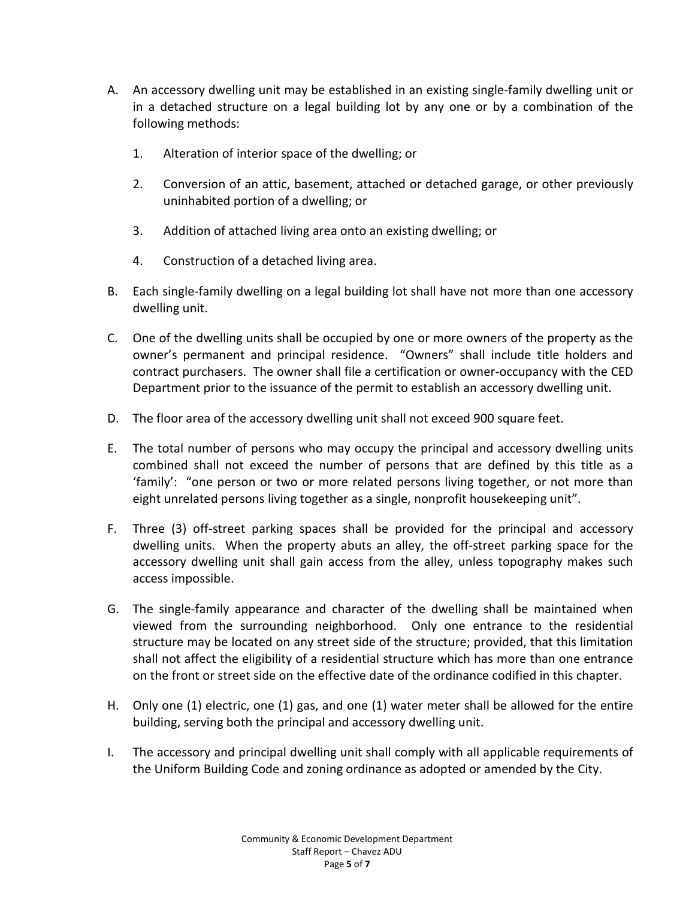A. An accessory dwelling unit may be established in an existing single-family dwelling unit or in a detached structure on a legal building lot by any one or by a combination of the following methods:

   1. Alteration of interior space of the dwelling; or

   2. Conversion of an attic, basement, attached or detached garage, or other previously uninhabited portion of a dwelling; or

   3. Addition of attached living area onto an existing dwelling; or

   4. Construction of a detached living area.

B. Each single-family dwelling on a legal building lot shall have not more than one accessory dwelling unit.

C. One of the dwelling units shall be occupied by one or more owners of the property as the owner's permanent and principal residence. "Owners" shall include title holders and contract purchasers. The owner shall file a certification or owner-occupancy with the CED Department prior to the issuance of the permit to establish an accessory dwelling unit.

D. The floor area of the accessory dwelling unit shall not exceed 900 square feet.

E. The total number of persons who may occupy the principal and accessory dwelling units combined shall not exceed the number of persons that are defined by this title as a 'family': "one person or two or more related persons living together, or not more than eight unrelated persons living together as a single, nonprofit housekeeping unit".

F. Three (3) off-street parking spaces shall be provided for the principal and accessory dwelling units. When the property abuts an alley, the off-street parking space for the accessory dwelling unit shall gain access from the alley, unless topography makes such access impossible.

G. The single-family appearance and character of the dwelling shall be maintained when viewed from the surrounding neighborhood. Only one entrance to the residential structure may be located on any street side of the structure; provided, that this limitation shall not affect the eligibility of a residential structure which has more than one entrance on the front or street side on the effective date of the ordinance codified in this chapter.

H. Only one (1) electric, one (1) gas, and one (1) water meter shall be allowed for the entire building, serving both the principal and accessory dwelling unit.

I. The accessory and principal dwelling unit shall comply with all applicable requirements of the Uniform Building Code and zoning ordinance as adopted or amended by the City.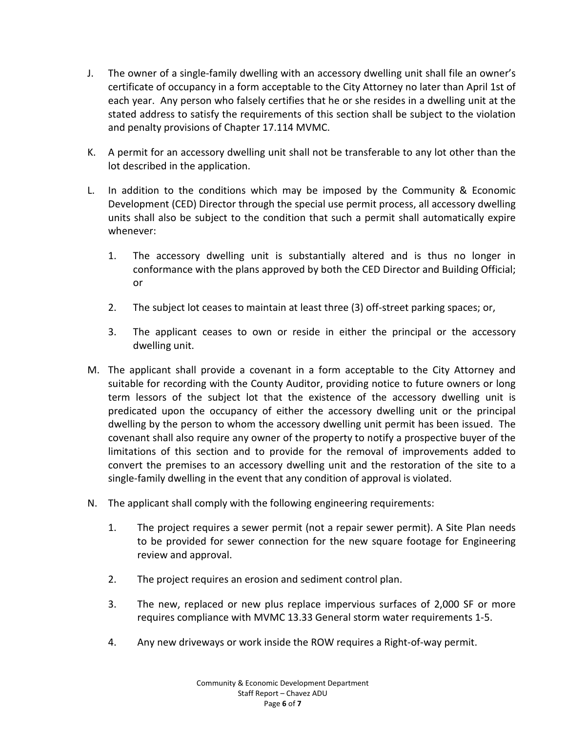J. The owner of a single-family dwelling with an accessory dwelling unit shall file an owner's certificate of occupancy in a form acceptable to the City Attorney no later than April 1st of each year. Any person who falsely certifies that he or she resides in a dwelling unit at the stated address to satisfy the requirements of this section shall be subject to the violation and penalty provisions of Chapter 17.114 MVMC.

K. A permit for an accessory dwelling unit shall not be transferable to any lot other than the lot described in the application.

L. In addition to the conditions which may be imposed by the Community & Economic Development (CED) Director through the special use permit process, all accessory dwelling units shall also be subject to the condition that such a permit shall automatically expire whenever:

   1. The accessory dwelling unit is substantially altered and is thus no longer in conformance with the plans approved by both the CED Director and Building Official; or

   2. The subject lot ceases to maintain at least three (3) off-street parking spaces; or,

   3. The applicant ceases to own or reside in either the principal or the accessory dwelling unit.

M. The applicant shall provide a covenant in a form acceptable to the City Attorney and suitable for recording with the County Auditor, providing notice to future owners or long term lessors of the subject lot that the existence of the accessory dwelling unit is predicated upon the occupancy of either the accessory dwelling unit or the principal dwelling by the person to whom the accessory dwelling unit permit has been issued. The covenant shall also require any owner of the property to notify a prospective buyer of the limitations of this section and to provide for the removal of improvements added to convert the premises to an accessory dwelling unit and the restoration of the site to a single-family dwelling in the event that any condition of approval is violated.

N. The applicant shall comply with the following engineering requirements:

   1. The project requires a sewer permit (not a repair sewer permit). A Site Plan needs to be provided for sewer connection for the new square footage for Engineering review and approval.

   2. The project requires an erosion and sediment control plan.

   3. The new, replaced or new plus replace impervious surfaces of 2,000 SF or more requires compliance with MVMC 13.33 General storm water requirements 1-5.

   4. Any new driveways or work inside the ROW requires a Right-of-way permit.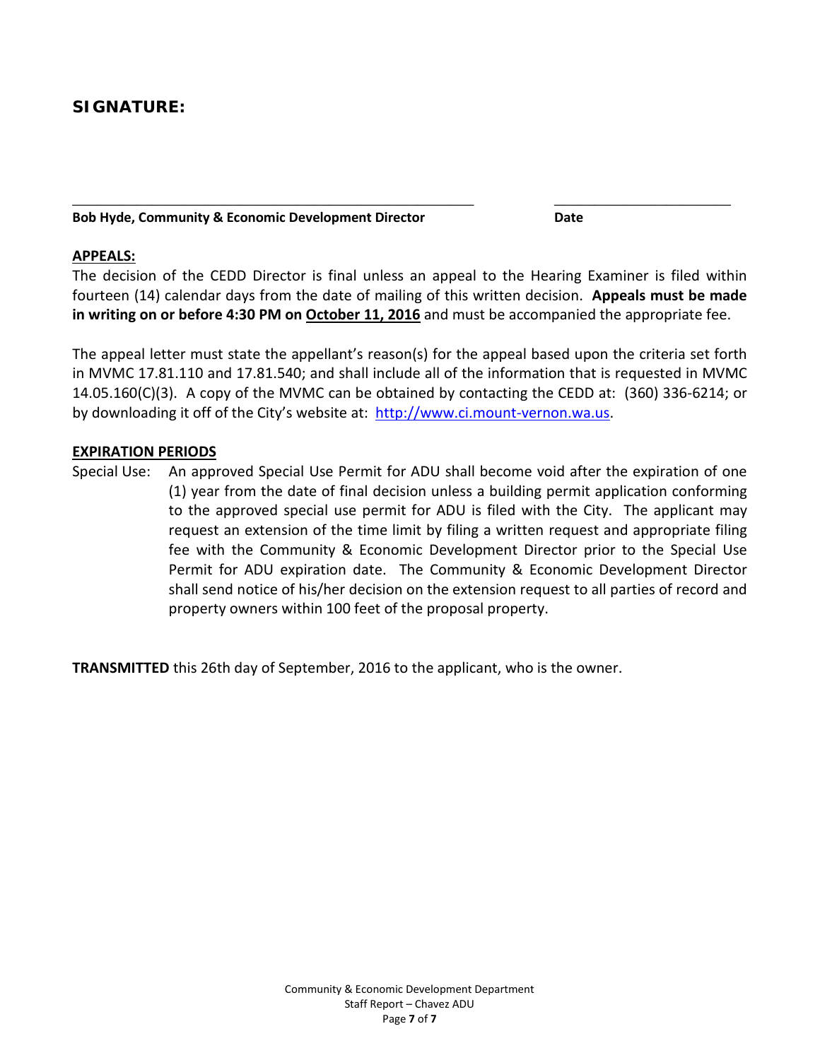## SIGNATURE:

\_\_\_\_\_\_\_\_\_\_\_\_\_\_\_\_\_\_\_\_\_\_\_\_\_\_\_\_\_\_\_\_\_\_\_\_\_\_\_\_\_\_\_\_\_\_\_\_\_\_\_\_ \_\_\_\_\_\_\_\_\_\_\_\_\_\_\_\_\_\_\_\_\_\_\_

**Bob Hyde, Community & Economic Development Director** **Date**

**APPEALS:**

The decision of the CEDD Director is final unless an appeal to the Hearing Examiner is filed within fourteen (14) calendar days from the date of mailing of this written decision. **Appeals must be made in writing on or before 4:30 PM on October 11, 2016** and must be accompanied the appropriate fee.

The appeal letter must state the appellant's reason(s) for the appeal based upon the criteria set forth in MVMC 17.81.110 and 17.81.540; and shall include all of the information that is requested in MVMC 14.05.160(C)(3). A copy of the MVMC can be obtained by contacting the CEDD at: (360) 336-6214; or by downloading it off of the City's website at: http://www.ci.mount-vernon.wa.us.

**EXPIRATION PERIODS**

Special Use: An approved Special Use Permit for ADU shall become void after the expiration of one (1) year from the date of final decision unless a building permit application conforming to the approved special use permit for ADU is filed with the City. The applicant may request an extension of the time limit by filing a written request and appropriate filing fee with the Community & Economic Development Director prior to the Special Use Permit for ADU expiration date. The Community & Economic Development Director shall send notice of his/her decision on the extension request to all parties of record and property owners within 100 feet of the proposal property.

**TRANSMITTED** this 26th day of September, 2016 to the applicant, who is the owner.